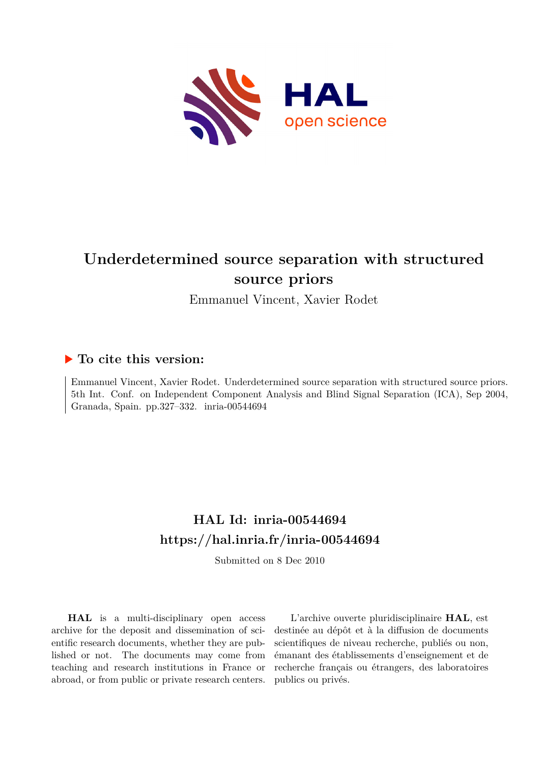# Underdetermined source separation with structured source priors

Emmanuel Vincent, Xavier Rodet

## ▶ To cite this version:

Emmanuel Vincent, Xavier Rodet. Underdetermined source separation with structured source priors. 5th Int. Conf. on Independent Component Analysis and Blind Signal Separation (ICA), Sep 2004, Granada, Spain. pp.327–332. inria-00544694

## HAL Id: inria-00544694

## https://hal.inria.fr/inria-00544694

Submitted on 8 Dec 2010

**HAL** is a multi-disciplinary open access archive for the deposit and dissemination of scientific research documents, whether they are published or not. The documents may come from teaching and research institutions in France or abroad, or from public or private research centers.

L'archive ouverte pluridisciplinaire **HAL**, est destinée au dépôt et à la diffusion de documents scientifiques de niveau recherche, publiés ou non, émanant des établissements d'enseignement et de recherche français ou étrangers, des laboratoires publics ou privés.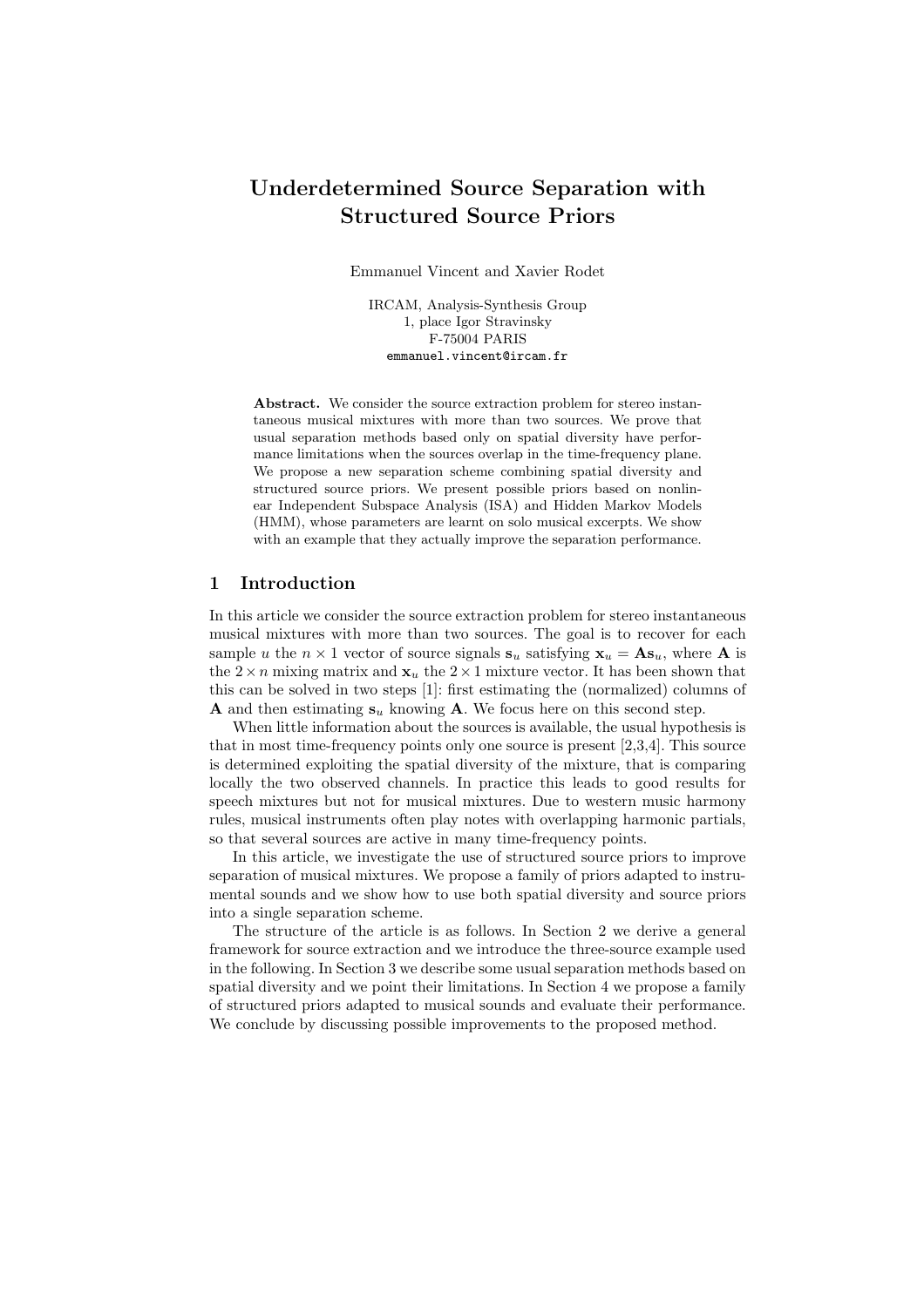# Underdetermined Source Separation with Structured Source Priors

Emmanuel Vincent and Xavier Rodet

IRCAM, Analysis-Synthesis Group
1, place Igor Stravinsky
F-75004 PARIS
emmanuel.vincent@ircam.fr

**Abstract.** We consider the source extraction problem for stereo instantaneous musical mixtures with more than two sources. We prove that usual separation methods based only on spatial diversity have performance limitations when the sources overlap in the time-frequency plane. We propose a new separation scheme combining spatial diversity and structured source priors. We present possible priors based on nonlinear Independent Subspace Analysis (ISA) and Hidden Markov Models (HMM), whose parameters are learnt on solo musical excerpts. We show with an example that they actually improve the separation performance.

## 1 Introduction

In this article we consider the source extraction problem for stereo instantaneous musical mixtures with more than two sources. The goal is to recover for each sample $u$ the $n \times 1$ vector of source signals $\mathbf{s}_u$ satisfying $\mathbf{x}_u = \mathbf{A}\mathbf{s}_u$, where $\mathbf{A}$ is the $2 \times n$ mixing matrix and $\mathbf{x}_u$ the $2 \times 1$ mixture vector. It has been shown that this can be solved in two steps [1]: first estimating the (normalized) columns of $\mathbf{A}$ and then estimating $\mathbf{s}_u$ knowing $\mathbf{A}$. We focus here on this second step.

When little information about the sources is available, the usual hypothesis is that in most time-frequency points only one source is present [2,3,4]. This source is determined exploiting the spatial diversity of the mixture, that is comparing locally the two observed channels. In practice this leads to good results for speech mixtures but not for musical mixtures. Due to western music harmony rules, musical instruments often play notes with overlapping harmonic partials, so that several sources are active in many time-frequency points.

In this article, we investigate the use of structured source priors to improve separation of musical mixtures. We propose a family of priors adapted to instrumental sounds and we show how to use both spatial diversity and source priors into a single separation scheme.

The structure of the article is as follows. In Section 2 we derive a general framework for source extraction and we introduce the three-source example used in the following. In Section 3 we describe some usual separation methods based on spatial diversity and we point their limitations. In Section 4 we propose a family of structured priors adapted to musical sounds and evaluate their performance. We conclude by discussing possible improvements to the proposed method.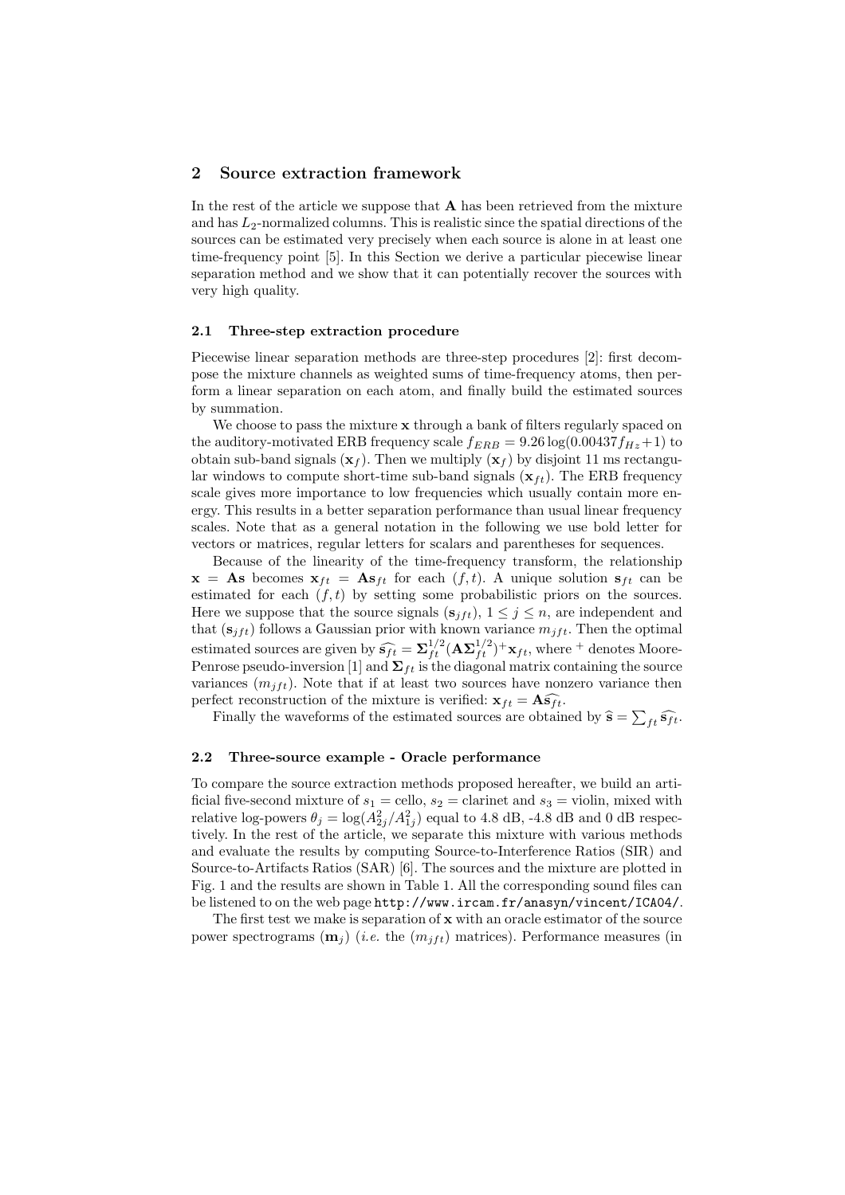## 2 Source extraction framework

In the rest of the article we suppose that $\mathbf{A}$ has been retrieved from the mixture and has $L_2$-normalized columns. This is realistic since the spatial directions of the sources can be estimated very precisely when each source is alone in at least one time-frequency point [5]. In this Section we derive a particular piecewise linear separation method and we show that it can potentially recover the sources with very high quality.

### 2.1 Three-step extraction procedure

Piecewise linear separation methods are three-step procedures [2]: first decompose the mixture channels as weighted sums of time-frequency atoms, then perform a linear separation on each atom, and finally build the estimated sources by summation.

We choose to pass the mixture $\mathbf{x}$ through a bank of filters regularly spaced on the auditory-motivated ERB frequency scale $f_{ERB} = 9.26 \log(0.00437 f_{Hz} + 1)$ to obtain sub-band signals $(\mathbf{x}_f)$. Then we multiply $(\mathbf{x}_f)$ by disjoint 11 ms rectangular windows to compute short-time sub-band signals $(\mathbf{x}_{ft})$. The ERB frequency scale gives more importance to low frequencies which usually contain more energy. This results in a better separation performance than usual linear frequency scales. Note that as a general notation in the following we use bold letter for vectors or matrices, regular letters for scalars and parentheses for sequences.

Because of the linearity of the time-frequency transform, the relationship $\mathbf{x} = \mathbf{A}\mathbf{s}$ becomes $\mathbf{x}_{ft} = \mathbf{A}\mathbf{s}_{ft}$ for each $(f,t)$. A unique solution $\mathbf{s}_{ft}$ can be estimated for each $(f,t)$ by setting some probabilistic priors on the sources. Here we suppose that the source signals $(\mathbf{s}_{jft})$, $1 \leq j \leq n$, are independent and that $(\mathbf{s}_{jft})$ follows a Gaussian prior with known variance $m_{jft}$. Then the optimal estimated sources are given by $\widehat{\mathbf{s}_{ft}} = \mathbf{\Sigma}_{ft}^{1/2}(\mathbf{A}\mathbf{\Sigma}_{ft}^{1/2})^{+}\mathbf{x}_{ft}$, where $^{+}$ denotes Moore-Penrose pseudo-inversion [1] and $\mathbf{\Sigma}_{ft}$ is the diagonal matrix containing the source variances $(m_{jft})$. Note that if at least two sources have nonzero variance then perfect reconstruction of the mixture is verified: $\mathbf{x}_{ft} = \mathbf{A}\widehat{\mathbf{s}_{ft}}$.

Finally the waveforms of the estimated sources are obtained by $\widehat{\mathbf{s}} = \sum_{ft} \widehat{\mathbf{s}_{ft}}$.

### 2.2 Three-source example - Oracle performance

To compare the source extraction methods proposed hereafter, we build an artificial five-second mixture of $s_1$ = cello, $s_2$ = clarinet and $s_3$ = violin, mixed with relative log-powers $\theta_j = \log(A_{2j}^2 / A_{1j}^2)$ equal to 4.8 dB, -4.8 dB and 0 dB respectively. In the rest of the article, we separate this mixture with various methods and evaluate the results by computing Source-to-Interference Ratios (SIR) and Source-to-Artifacts Ratios (SAR) [6]. The sources and the mixture are plotted in Fig. 1 and the results are shown in Table 1. All the corresponding sound files can be listened to on the web page `http://www.ircam.fr/anasyn/vincent/ICA04/`.

The first test we make is separation of $\mathbf{x}$ with an oracle estimator of the source power spectrograms $(\mathbf{m}_j)$ (*i.e.* the $(m_{jft})$ matrices). Performance measures (in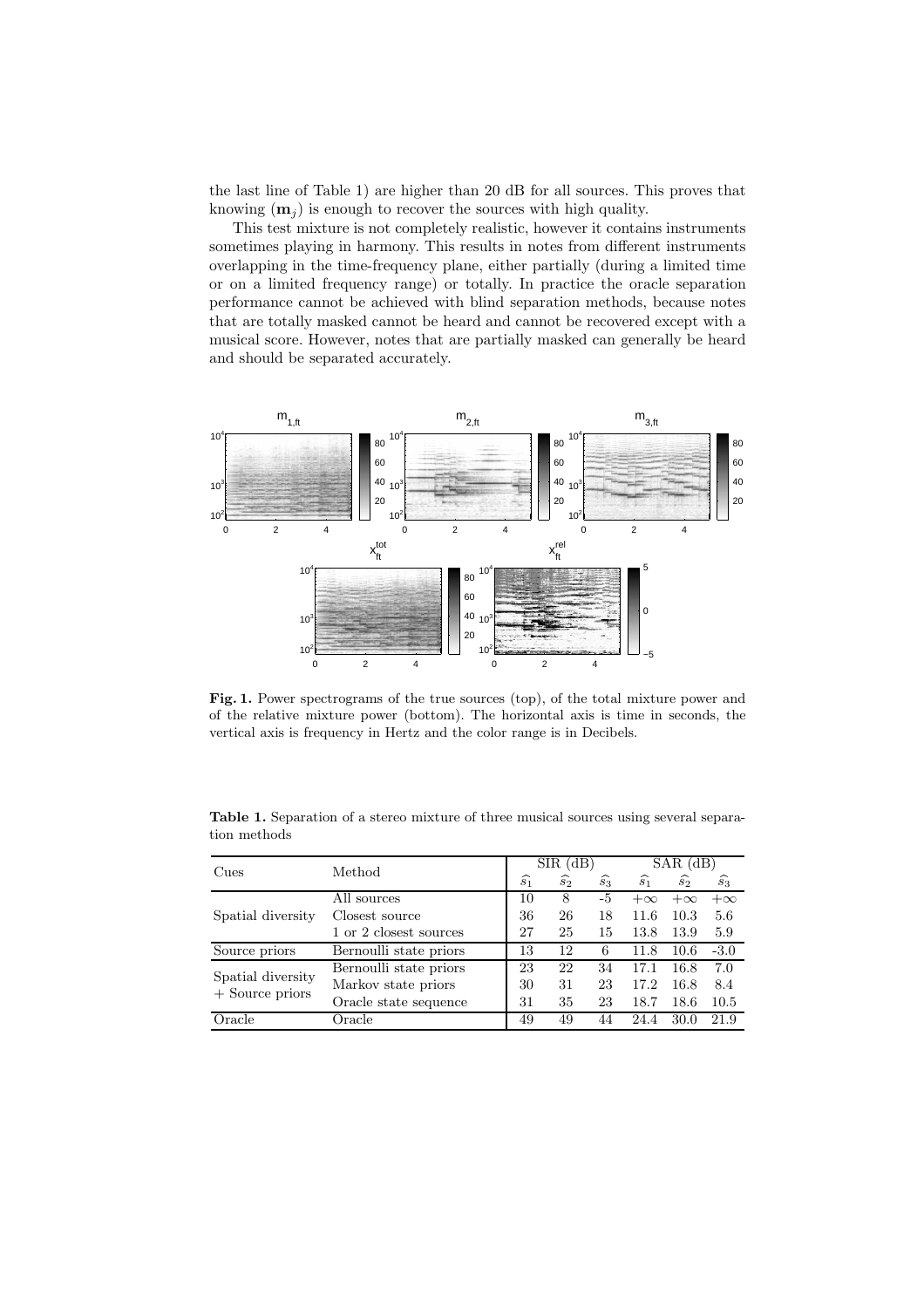the last line of Table 1) are higher than 20 dB for all sources. This proves that knowing $(\mathbf{m}_j)$ is enough to recover the sources with high quality.

This test mixture is not completely realistic, however it contains instruments sometimes playing in harmony. This results in notes from different instruments overlapping in the time-frequency plane, either partially (during a limited time or on a limited frequency range) or totally. In practice the oracle separation performance cannot be achieved with blind separation methods, because notes that are totally masked cannot be heard and cannot be recovered except with a musical score. However, notes that are partially masked can generally be heard and should be separated accurately.

**Fig. 1.** Power spectrograms of the true sources (top), of the total mixture power and of the relative mixture power (bottom). The horizontal axis is time in seconds, the vertical axis is frequency in Hertz and the color range is in Decibels.

**Table 1.** Separation of a stereo mixture of three musical sources using several separation methods

| Cues | Method | SIR (dB) | | | SAR (dB) | | |
|---|---|---|---|---|---|---|---|
| | | $\widehat{s}_1$ | $\widehat{s}_2$ | $\widehat{s}_3$ | $\widehat{s}_1$ | $\widehat{s}_2$ | $\widehat{s}_3$ |
| Spatial diversity | All sources | 10 | 8 | -5 | $+\infty$ | $+\infty$ | $+\infty$ |
| | Closest source | 36 | 26 | 18 | 11.6 | 10.3 | 5.6 |
| | 1 or 2 closest sources | 27 | 25 | 15 | 13.8 | 13.9 | 5.9 |
| Source priors | Bernoulli state priors | 13 | 12 | 6 | 11.8 | 10.6 | -3.0 |
| Spatial diversity + Source priors | Bernoulli state priors | 23 | 22 | 34 | 17.1 | 16.8 | 7.0 |
| | Markov state priors | 30 | 31 | 23 | 17.2 | 16.8 | 8.4 |
| | Oracle state sequence | 31 | 35 | 23 | 18.7 | 18.6 | 10.5 |
| Oracle | Oracle | 49 | 49 | 44 | 24.4 | 30.0 | 21.9 |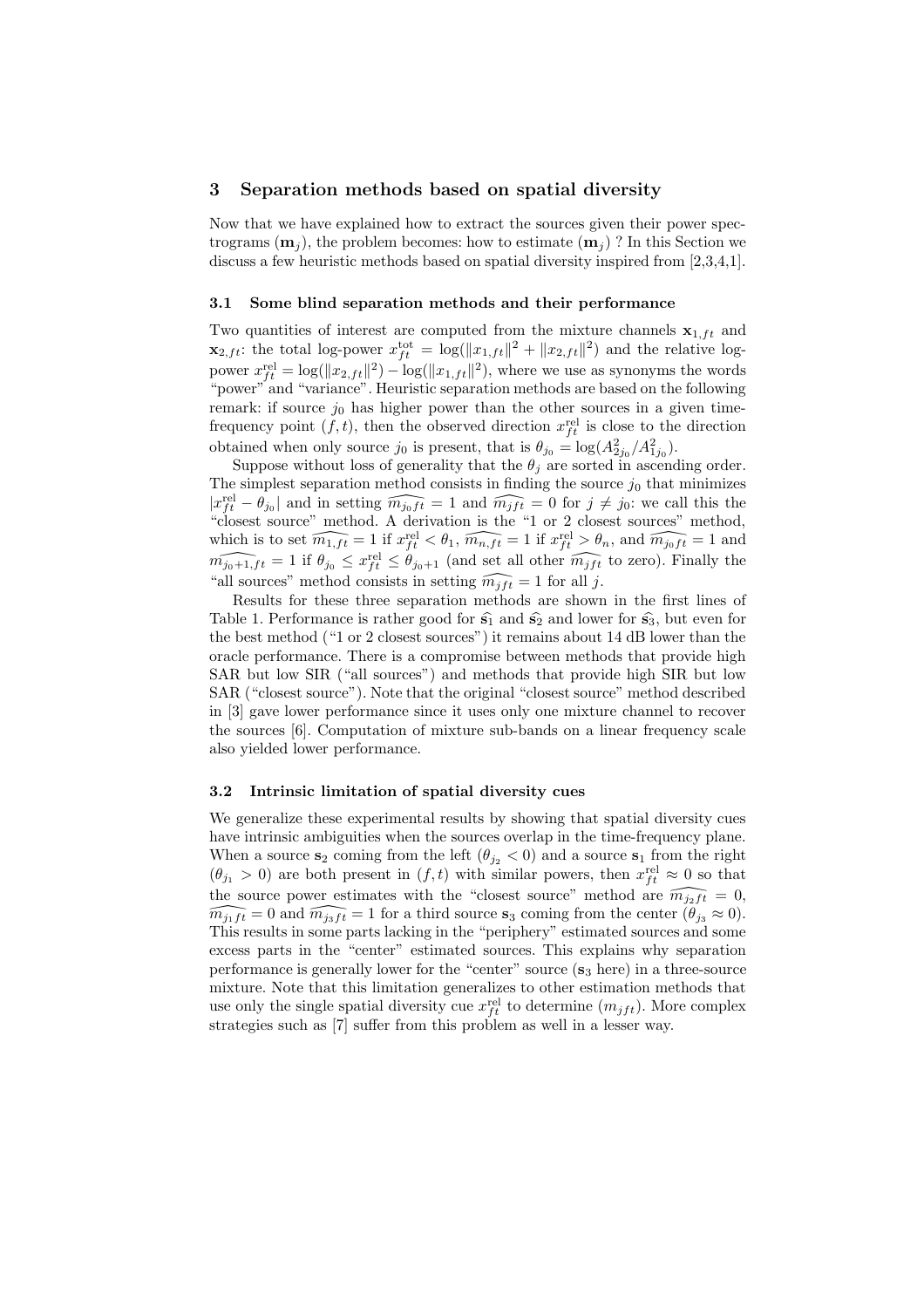## 3 Separation methods based on spatial diversity

Now that we have explained how to extract the sources given their power spectrograms ($\mathbf{m}_j$), the problem becomes: how to estimate ($\mathbf{m}_j$) ? In this Section we discuss a few heuristic methods based on spatial diversity inspired from [2,3,4,1].

### 3.1 Some blind separation methods and their performance

Two quantities of interest are computed from the mixture channels $\mathbf{x}_{1,ft}$ and $\mathbf{x}_{2,ft}$: the total log-power $x_{ft}^{\text{tot}} = \log(\|x_{1,ft}\|^2 + \|x_{2,ft}\|^2)$ and the relative log-power $x_{ft}^{\text{rel}} = \log(\|x_{2,ft}\|^2) - \log(\|x_{1,ft}\|^2)$, where we use as synonyms the words "power" and "variance". Heuristic separation methods are based on the following remark: if source $j_0$ has higher power than the other sources in a given time-frequency point $(f,t)$, then the observed direction $x_{ft}^{\text{rel}}$ is close to the direction obtained when only source $j_0$ is present, that is $\theta_{j_0} = \log(A_{2j_0}^2/A_{1j_0}^2)$.

Suppose without loss of generality that the $\theta_j$ are sorted in ascending order. The simplest separation method consists in finding the source $j_0$ that minimizes $|x_{ft}^{\text{rel}} - \theta_{j_0}|$ and in setting $\widehat{m_{j_0ft}} = 1$ and $\widehat{m_{jft}} = 0$ for $j \neq j_0$: we call this the "closest source" method. A derivation is the "1 or 2 closest sources" method, which is to set $\widehat{m_{1,ft}} = 1$ if $x_{ft}^{\text{rel}} < \theta_1$, $\widehat{m_{n,ft}} = 1$ if $x_{ft}^{\text{rel}} > \theta_n$, and $\widehat{m_{j_0ft}} = 1$ and $\widehat{m_{j_0+1,ft}} = 1$ if $\theta_{j_0} \leq x_{ft}^{\text{rel}} \leq \theta_{j_0+1}$ (and set all other $\widehat{m_{jft}}$ to zero). Finally the "all sources" method consists in setting $\widehat{m_{jft}} = 1$ for all $j$.

Results for these three separation methods are shown in the first lines of Table 1. Performance is rather good for $\widehat{s_1}$ and $\widehat{s_2}$ and lower for $\widehat{s_3}$, but even for the best method ("1 or 2 closest sources") it remains about 14 dB lower than the oracle performance. There is a compromise between methods that provide high SAR but low SIR ("all sources") and methods that provide high SIR but low SAR ("closest source"). Note that the original "closest source" method described in [3] gave lower performance since it uses only one mixture channel to recover the sources [6]. Computation of mixture sub-bands on a linear frequency scale also yielded lower performance.

### 3.2 Intrinsic limitation of spatial diversity cues

We generalize these experimental results by showing that spatial diversity cues have intrinsic ambiguities when the sources overlap in the time-frequency plane. When a source $\mathbf{s}_2$ coming from the left ($\theta_{j_2} < 0$) and a source $\mathbf{s}_1$ from the right ($\theta_{j_1} > 0$) are both present in $(f,t)$ with similar powers, then $x_{ft}^{\text{rel}} \approx 0$ so that the source power estimates with the "closest source" method are $\widehat{m_{j_2ft}} = 0$, $\widehat{m_{j_1ft}} = 0$ and $\widehat{m_{j_3ft}} = 1$ for a third source $\mathbf{s}_3$ coming from the center ($\theta_{j_3} \approx 0$). This results in some parts lacking in the "periphery" estimated sources and some excess parts in the "center" estimated sources. This explains why separation performance is generally lower for the "center" source ($\mathbf{s}_3$ here) in a three-source mixture. Note that this limitation generalizes to other estimation methods that use only the single spatial diversity cue $x_{ft}^{\text{rel}}$ to determine ($m_{jft}$). More complex strategies such as [7] suffer from this problem as well in a lesser way.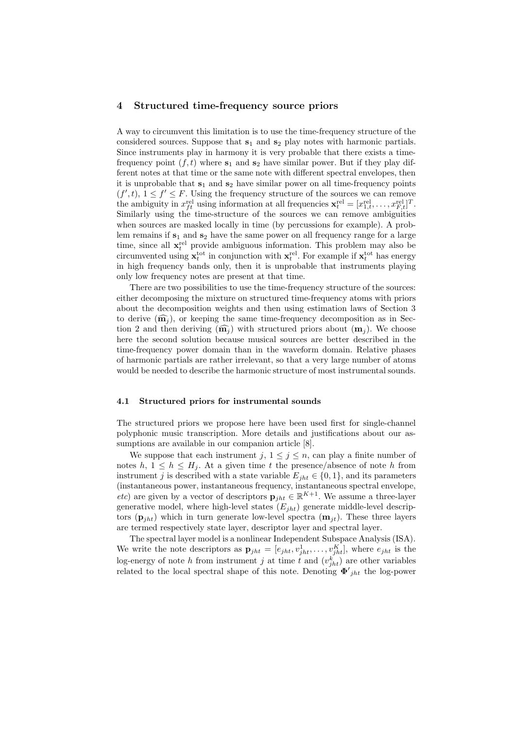## 4 Structured time-frequency source priors

A way to circumvent this limitation is to use the time-frequency structure of the considered sources. Suppose that $\mathbf{s}_1$ and $\mathbf{s}_2$ play notes with harmonic partials. Since instruments play in harmony it is very probable that there exists a time-frequency point $(f,t)$ where $\mathbf{s}_1$ and $\mathbf{s}_2$ have similar power. But if they play different notes at that time or the same note with different spectral envelopes, then it is unprobable that $\mathbf{s}_1$ and $\mathbf{s}_2$ have similar power on all time-frequency points $(f',t)$, $1 \leq f' \leq F$. Using the frequency structure of the sources we can remove the ambiguity in $x^{\text{rel}}_{ft}$ using information at all frequencies $\mathbf{x}^{\text{rel}}_t = [x^{\text{rel}}_{1,t}, \ldots, x^{\text{rel}}_{F,t}]^T$. Similarly using the time-structure of the sources we can remove ambiguities when sources are masked locally in time (by percussions for example). A problem remains if $\mathbf{s}_1$ and $\mathbf{s}_2$ have the same power on all frequency range for a large time, since all $\mathbf{x}^{\text{rel}}_t$ provide ambiguous information. This problem may also be circumvented using $\mathbf{x}^{\text{tot}}_t$ in conjunction with $\mathbf{x}^{\text{rel}}_t$. For example if $\mathbf{x}^{\text{tot}}_t$ has energy in high frequency bands only, then it is unprobable that instruments playing only low frequency notes are present at that time.

There are two possibilities to use the time-frequency structure of the sources: either decomposing the mixture on structured time-frequency atoms with priors about the decomposition weights and then using estimation laws of Section 3 to derive $(\widehat{\mathbf{m}_j})$, or keeping the same time-frequency decomposition as in Section 2 and then deriving $(\widehat{\mathbf{m}_j})$ with structured priors about $(\mathbf{m}_j)$. We choose here the second solution because musical sources are better described in the time-frequency power domain than in the waveform domain. Relative phases of harmonic partials are rather irrelevant, so that a very large number of atoms would be needed to describe the harmonic structure of most instrumental sounds.

### 4.1 Structured priors for instrumental sounds

The structured priors we propose here have been used first for single-channel polyphonic music transcription. More details and justifications about our assumptions are available in our companion article [8].

We suppose that each instrument $j$, $1 \leq j \leq n$, can play a finite number of notes $h$, $1 \leq h \leq H_j$. At a given time $t$ the presence/absence of note $h$ from instrument $j$ is described with a state variable $E_{jht} \in \{0,1\}$, and its parameters (instantaneous power, instantaneous frequency, instantaneous spectral envelope, *etc*) are given by a vector of descriptors $\mathbf{p}_{jht} \in \mathbb{R}^{K+1}$. We assume a three-layer generative model, where high-level states $(E_{jht})$ generate middle-level descriptors $(\mathbf{p}_{jht})$ which in turn generate low-level spectra $(\mathbf{m}_{jt})$. These three layers are termed respectively state layer, descriptor layer and spectral layer.

The spectral layer model is a nonlinear Independent Subspace Analysis (ISA). We write the note descriptors as $\mathbf{p}_{jht} = [e_{jht}, v^1_{jht}, \ldots, v^K_{jht}]$, where $e_{jht}$ is the log-energy of note $h$ from instrument $j$ at time $t$ and $(v^k_{jht})$ are other variables related to the local spectral shape of this note. Denoting $\mathbf{\Phi}'_{jht}$ the log-power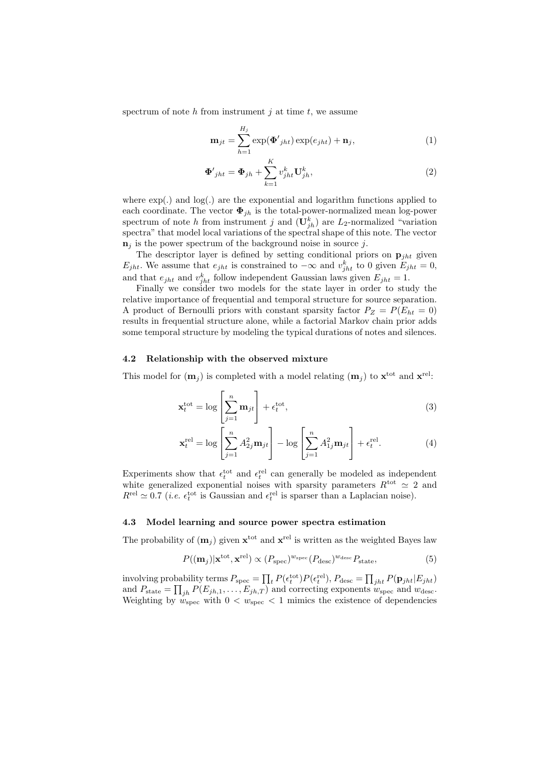spectrum of note $h$ from instrument $j$ at time $t$, we assume

$$\mathbf{m}_{jt} = \sum_{h=1}^{H_j} \exp(\mathbf{\Phi'}_{jht}) \exp(e_{jht}) + \mathbf{n}_j, \tag{1}$$

$$\mathbf{\Phi'}_{jht} = \mathbf{\Phi}_{jh} + \sum_{k=1}^{K} v_{jht}^k \mathbf{U}_{jh}^k, \tag{2}$$

where exp(.) and log(.) are the exponential and logarithm functions applied to each coordinate. The vector $\mathbf{\Phi}_{jh}$ is the total-power-normalized mean log-power spectrum of note $h$ from instrument $j$ and $(\mathbf{U}_{jh}^k)$ are $L_2$-normalized "variation spectra" that model local variations of the spectral shape of this note. The vector $\mathbf{n}_j$ is the power spectrum of the background noise in source $j$.

The descriptor layer is defined by setting conditional priors on $\mathbf{p}_{jht}$ given $E_{jht}$. We assume that $e_{jht}$ is constrained to $-\infty$ and $v_{jht}^k$ to 0 given $E_{jht} = 0$, and that $e_{jht}$ and $v_{jht}^k$ follow independent Gaussian laws given $E_{jht} = 1$.

Finally we consider two models for the state layer in order to study the relative importance of frequential and temporal structure for source separation. A product of Bernoulli priors with constant sparsity factor $P_Z = P(E_{ht} = 0)$ results in frequential structure alone, while a factorial Markov chain prior adds some temporal structure by modeling the typical durations of notes and silences.

### 4.2 Relationship with the observed mixture

This model for $(\mathbf{m}_j)$ is completed with a model relating $(\mathbf{m}_j)$ to $\mathbf{x}^{\text{tot}}$ and $\mathbf{x}^{\text{rel}}$:

$$\mathbf{x}_t^{\text{tot}} = \log \left[ \sum_{j=1}^{n} \mathbf{m}_{jt} \right] + \epsilon_t^{\text{tot}}, \tag{3}$$

$$\mathbf{x}_t^{\text{rel}} = \log \left[ \sum_{j=1}^{n} A_{2j}^2 \mathbf{m}_{jt} \right] - \log \left[ \sum_{j=1}^{n} A_{1j}^2 \mathbf{m}_{jt} \right] + \epsilon_t^{\text{rel}}. \tag{4}$$

Experiments show that $\epsilon_t^{\text{tot}}$ and $\epsilon_t^{\text{rel}}$ can generally be modeled as independent white generalized exponential noises with sparsity parameters $R^{\text{tot}} \simeq 2$ and $R^{\text{rel}} \simeq 0.7$ (*i.e.* $\epsilon_t^{\text{tot}}$ is Gaussian and $\epsilon_t^{\text{rel}}$ is sparser than a Laplacian noise).

### 4.3 Model learning and source power spectra estimation

The probability of $(\mathbf{m}_j)$ given $\mathbf{x}^{\text{tot}}$ and $\mathbf{x}^{\text{rel}}$ is written as the weighted Bayes law

$$P((\mathbf{m}_j)|\mathbf{x}^{\text{tot}}, \mathbf{x}^{\text{rel}}) \propto (P_{\text{spec}})^{w_{\text{spec}}} (P_{\text{desc}})^{w_{\text{desc}}} P_{\text{state}}, \tag{5}$$

involving probability terms $P_{\text{spec}} = \prod_t P(\epsilon_t^{\text{tot}}) P(\epsilon_t^{\text{rel}})$, $P_{\text{desc}} = \prod_{jht} P(\mathbf{p}_{jht}|E_{jht})$ and $P_{\text{state}} = \prod_{jh} P(E_{jh,1}, \ldots, E_{jh,T})$ and correcting exponents $w_{\text{spec}}$ and $w_{\text{desc}}$. Weighting by $w_{\text{spec}}$ with $0 < w_{\text{spec}} < 1$ mimics the existence of dependencies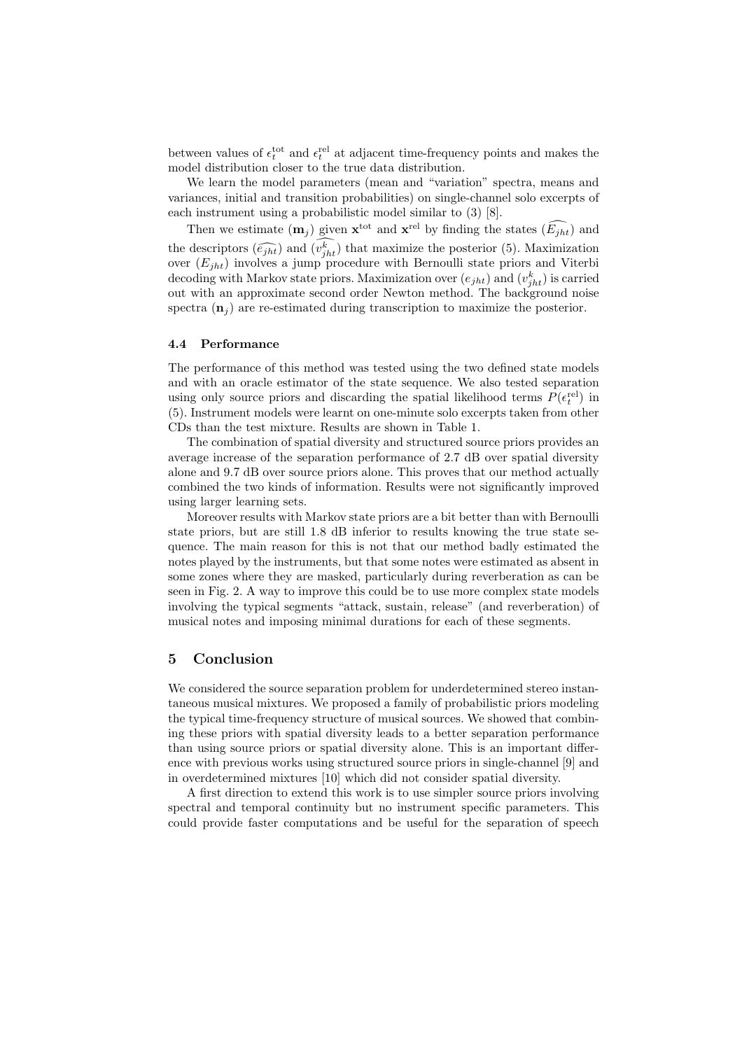between values of $\epsilon_t^{\text{tot}}$ and $\epsilon_t^{\text{rel}}$ at adjacent time-frequency points and makes the model distribution closer to the true data distribution.

We learn the model parameters (mean and "variation" spectra, means and variances, initial and transition probabilities) on single-channel solo excerpts of each instrument using a probabilistic model similar to (3) [8].

Then we estimate $(\mathbf{m}_j)$ given $\mathbf{x}^{\text{tot}}$ and $\mathbf{x}^{\text{rel}}$ by finding the states $(\widehat{E_{jht}})$ and the descriptors $(\widehat{e_{jht}})$ and $(\widehat{v_{jht}^k})$ that maximize the posterior (5). Maximization over $(E_{jht})$ involves a jump procedure with Bernoulli state priors and Viterbi decoding with Markov state priors. Maximization over $(e_{jht})$ and $(v_{jht}^k)$ is carried out with an approximate second order Newton method. The background noise spectra $(\mathbf{n}_j)$ are re-estimated during transcription to maximize the posterior.

### 4.4 Performance

The performance of this method was tested using the two defined state models and with an oracle estimator of the state sequence. We also tested separation using only source priors and discarding the spatial likelihood terms $P(\epsilon_t^{\text{rel}})$ in (5). Instrument models were learnt on one-minute solo excerpts taken from other CDs than the test mixture. Results are shown in Table 1.

The combination of spatial diversity and structured source priors provides an average increase of the separation performance of 2.7 dB over spatial diversity alone and 9.7 dB over source priors alone. This proves that our method actually combined the two kinds of information. Results were not significantly improved using larger learning sets.

Moreover results with Markov state priors are a bit better than with Bernoulli state priors, but are still 1.8 dB inferior to results knowing the true state sequence. The main reason for this is not that our method badly estimated the notes played by the instruments, but that some notes were estimated as absent in some zones where they are masked, particularly during reverberation as can be seen in Fig. 2. A way to improve this could be to use more complex state models involving the typical segments "attack, sustain, release" (and reverberation) of musical notes and imposing minimal durations for each of these segments.

## 5 Conclusion

We considered the source separation problem for underdetermined stereo instantaneous musical mixtures. We proposed a family of probabilistic priors modeling the typical time-frequency structure of musical sources. We showed that combining these priors with spatial diversity leads to a better separation performance than using source priors or spatial diversity alone. This is an important difference with previous works using structured source priors in single-channel [9] and in overdetermined mixtures [10] which did not consider spatial diversity.

A first direction to extend this work is to use simpler source priors involving spectral and temporal continuity but no instrument specific parameters. This could provide faster computations and be useful for the separation of speech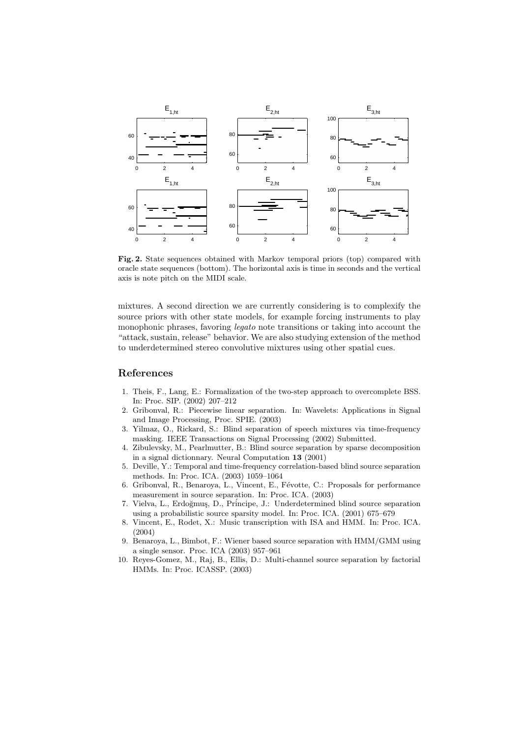$E_{1,ht}$

60

40

0 2 4

$E_{2,ht}$

80

60

0 2 4

$E_{3,ht}$

100

80

60

0 2 4

$E_{1,ht}$

60

40

0 2 4

$E_{2,ht}$

80

60

0 2 4

$E_{3,ht}$

100

80

60

0 2 4

**Fig. 2.** State sequences obtained with Markov temporal priors (top) compared with oracle state sequences (bottom). The horizontal axis is time in seconds and the vertical axis is note pitch on the MIDI scale.

mixtures. A second direction we are currently considering is to complexify the source priors with other state models, for example forcing instruments to play monophonic phrases, favoring *legato* note transitions or taking into account the "attack, sustain, release" behavior. We are also studying extension of the method to underdetermined stereo convolutive mixtures using other spatial cues.

## References

1. Theis, F., Lang, E.: Formalization of the two-step approach to overcomplete BSS. In: Proc. SIP. (2002) 207–212
2. Gribonval, R.: Piecewise linear separation. In: Wavelets: Applications in Signal and Image Processing, Proc. SPIE. (2003)
3. Yilmaz, O., Rickard, S.: Blind separation of speech mixtures via time-frequency masking. IEEE Transactions on Signal Processing (2002) Submitted.
4. Zibulevsky, M., Pearlmutter, B.: Blind source separation by sparse decomposition in a signal dictionnary. Neural Computation **13** (2001)
5. Deville, Y.: Temporal and time-frequency correlation-based blind source separation methods. In: Proc. ICA. (2003) 1059–1064
6. Gribonval, R., Benaroya, L., Vincent, E., Févotte, C.: Proposals for performance measurement in source separation. In: Proc. ICA. (2003)
7. Vielva, L., Erdoğmuş, D., Príncipe, J.: Underdetermined blind source separation using a probabilistic source sparsity model. In: Proc. ICA. (2001) 675–679
8. Vincent, E., Rodet, X.: Music transcription with ISA and HMM. In: Proc. ICA. (2004)
9. Benaroya, L., Bimbot, F.: Wiener based source separation with HMM/GMM using a single sensor. Proc. ICA (2003) 957–961
10. Reyes-Gomez, M., Raj, B., Ellis, D.: Multi-channel source separation by factorial HMMs. In: Proc. ICASSP. (2003)